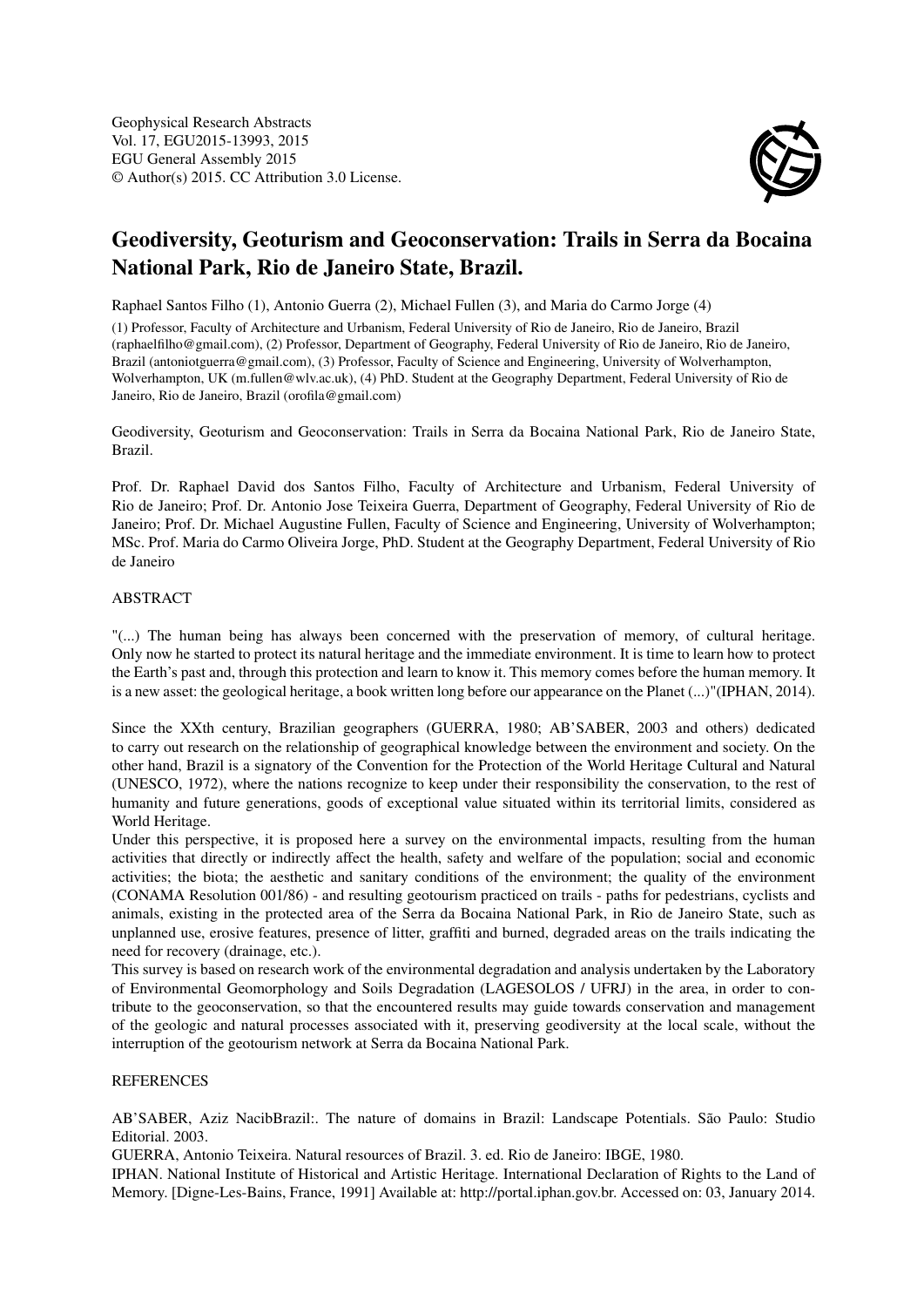# Geodiversity, Geoturism and Geoconservation: Trails in Serra da Bocaina National Park, Rio de Janeiro State, Brazil.

Raphael Santos Filho (1), Antonio Guerra (2), Michael Fullen (3), and Maria do Carmo Jorge (4)

(1) Professor, Faculty of Architecture and Urbanism, Federal University of Rio de Janeiro, Rio de Janeiro, Brazil (raphaelfilho@gmail.com), (2) Professor, Department of Geography, Federal University of Rio de Janeiro, Rio de Janeiro, Brazil (antoniotguerra@gmail.com), (3) Professor, Faculty of Science and Engineering, University of Wolverhampton, Wolverhampton, UK (m.fullen@wlv.ac.uk), (4) PhD. Student at the Geography Department, Federal University of Rio de Janeiro, Rio de Janeiro, Brazil (orofila@gmail.com)

Geodiversity, Geoturism and Geoconservation: Trails in Serra da Bocaina National Park, Rio de Janeiro State, Brazil.

Prof. Dr. Raphael David dos Santos Filho, Faculty of Architecture and Urbanism, Federal University of Rio de Janeiro; Prof. Dr. Antonio Jose Teixeira Guerra, Department of Geography, Federal University of Rio de Janeiro; Prof. Dr. Michael Augustine Fullen, Faculty of Science and Engineering, University of Wolverhampton; MSc. Prof. Maria do Carmo Oliveira Jorge, PhD. Student at the Geography Department, Federal University of Rio de Janeiro

## ABSTRACT

"(...) The human being has always been concerned with the preservation of memory, of cultural heritage. Only now he started to protect its natural heritage and the immediate environment. It is time to learn how to protect the Earth's past and, through this protection and learn to know it. This memory comes before the human memory. It is a new asset: the geological heritage, a book written long before our appearance on the Planet (...)"(IPHAN, 2014).

Since the XXth century, Brazilian geographers (GUERRA, 1980; AB'SABER, 2003 and others) dedicated to carry out research on the relationship of geographical knowledge between the environment and society. On the other hand, Brazil is a signatory of the Convention for the Protection of the World Heritage Cultural and Natural (UNESCO, 1972), where the nations recognize to keep under their responsibility the conservation, to the rest of humanity and future generations, goods of exceptional value situated within its territorial limits, considered as World Heritage.

Under this perspective, it is proposed here a survey on the environmental impacts, resulting from the human activities that directly or indirectly affect the health, safety and welfare of the population; social and economic activities; the biota; the aesthetic and sanitary conditions of the environment; the quality of the environment (CONAMA Resolution 001/86) - and resulting geotourism practiced on trails - paths for pedestrians, cyclists and animals, existing in the protected area of the Serra da Bocaina National Park, in Rio de Janeiro State, such as unplanned use, erosive features, presence of litter, graffiti and burned, degraded areas on the trails indicating the need for recovery (drainage, etc.).

This survey is based on research work of the environmental degradation and analysis undertaken by the Laboratory of Environmental Geomorphology and Soils Degradation (LAGESOLOS / UFRJ) in the area, in order to contribute to the geoconservation, so that the encountered results may guide towards conservation and management of the geologic and natural processes associated with it, preserving geodiversity at the local scale, without the interruption of the geotourism network at Serra da Bocaina National Park.

## REFERENCES

AB'SABER, Aziz NacibBrazil:. The nature of domains in Brazil: Landscape Potentials. São Paulo: Studio Editorial. 2003.

GUERRA, Antonio Teixeira. Natural resources of Brazil. 3. ed. Rio de Janeiro: IBGE, 1980.

IPHAN. National Institute of Historical and Artistic Heritage. International Declaration of Rights to the Land of Memory. [Digne-Les-Bains, France, 1991] Available at: http://portal.iphan.gov.br. Accessed on: 03, January 2014.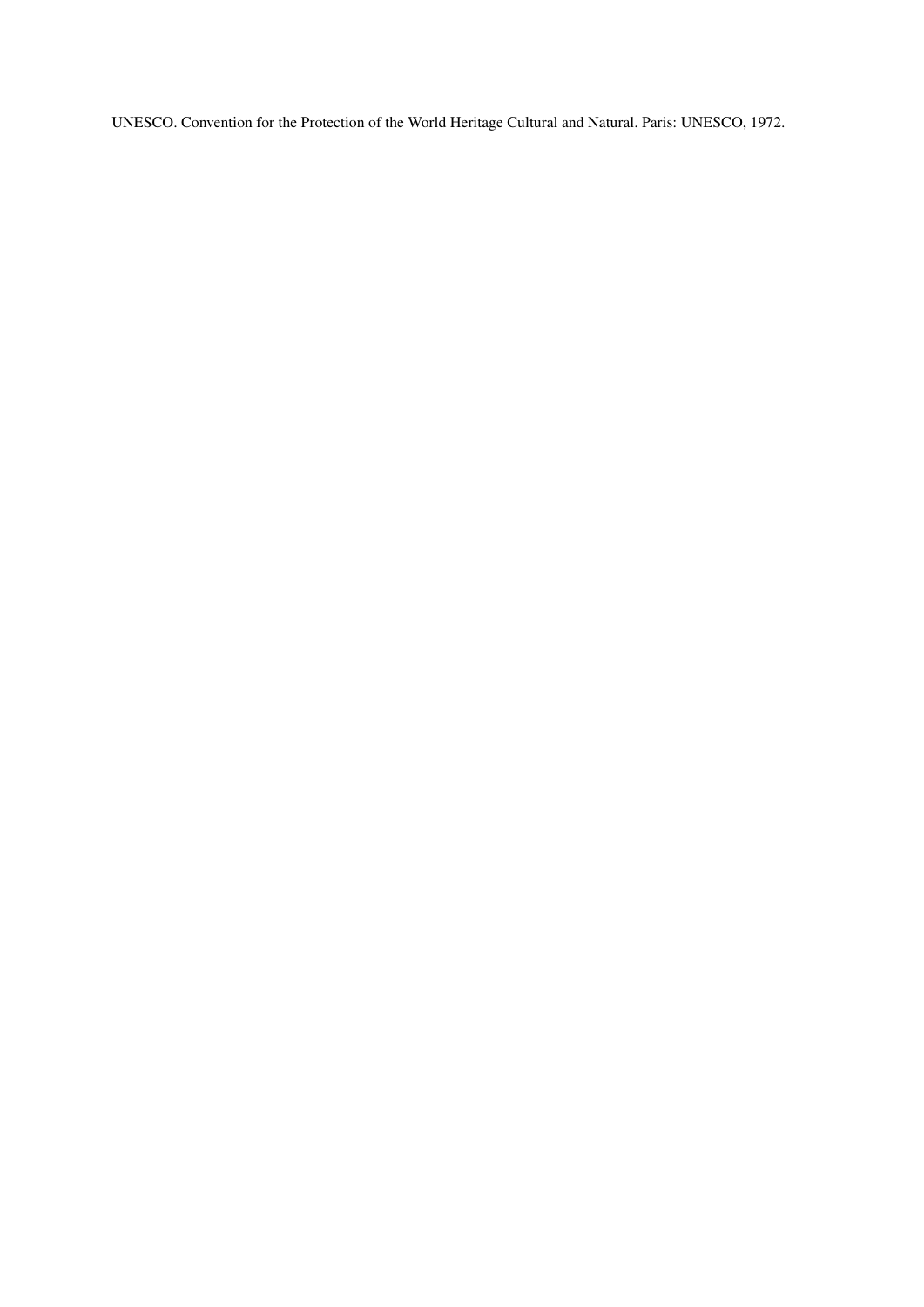UNESCO. Convention for the Protection of the World Heritage Cultural and Natural. Paris: UNESCO, 1972.